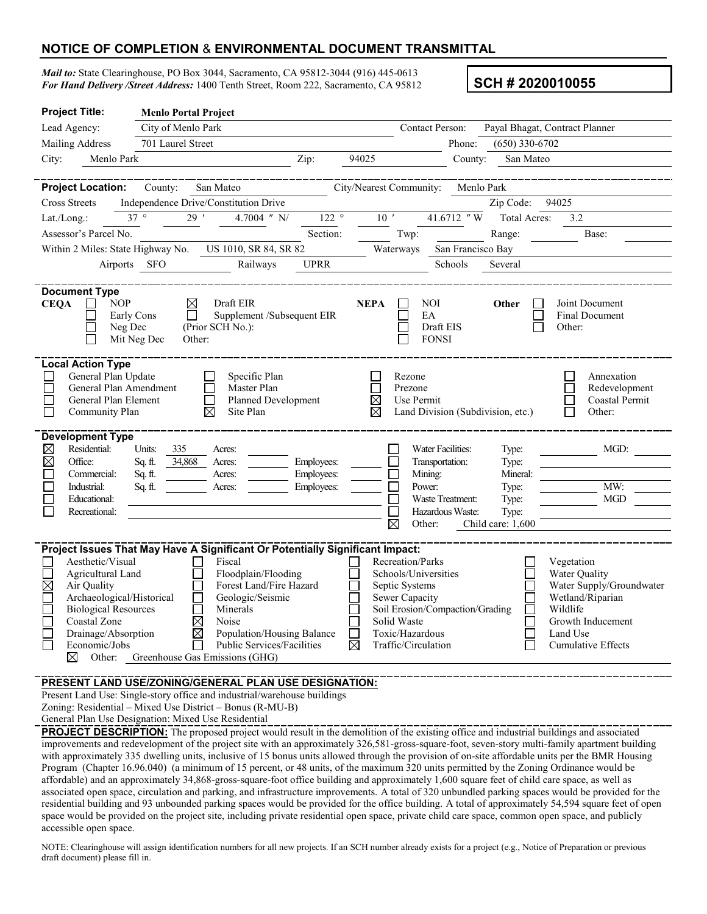# NOTICE OF COMPLETION & ENVIRONMENTAL DOCUMENT TRANSMITTAL

***Mail to:*** State Clearinghouse, PO Box 3044, Sacramento, CA 95812-3044 (916) 445-0613
***For Hand Delivery /Street Address:*** 1400 Tenth Street, Room 222, Sacramento, CA 95812

**SCH # 2020010055**

**Project Title:** **Menlo Portal Project**

Lead Agency: City of Menlo Park — Contact Person: Payal Bhagat, Contract Planner

Mailing Address: 701 Laurel Street — Phone: (650) 330-6702

City: Menlo Park — Zip: 94025 — County: San Mateo

---

**Project Location:** County: San Mateo — City/Nearest Community: Menlo Park

Cross Streets: Independence Drive/Constitution Drive — Zip Code: 94025

Lat./Long.: 37 ° 29 ′ 4.7004 ″ N/ 122 ° 10 ′ 41.6712 ″ W — Total Acres: 3.2

Assessor's Parcel No.: — Section: — Twp: — Range: — Base:

Within 2 Miles: State Highway No. US 1010, SR 84, SR 82 — Waterways: San Francisco Bay

Airports: SFO — Railways: UPRR — Schools: Several

---

**Document Type**

**CEQA**
- ☐ NOP
- ☐ Early Cons
- ☐ Neg Dec
- ☐ Mit Neg Dec
- ☒ Draft EIR
- ☐ Supplement /Subsequent EIR (Prior SCH No.):
- Other:

**NEPA**
- ☐ NOI
- ☐ EA
- ☐ Draft EIS
- ☐ FONSI

**Other**
- ☐ Joint Document
- ☐ Final Document
- ☐ Other:

---

**Local Action Type**

- ☐ General Plan Update
- ☐ General Plan Amendment
- ☐ General Plan Element
- ☐ Community Plan
- ☐ Specific Plan
- ☐ Master Plan
- ☐ Planned Development
- ☒ Site Plan
- ☐ Rezone
- ☐ Prezone
- ☒ Use Permit
- ☒ Land Division (Subdivision, etc.)
- ☐ Annexation
- ☐ Redevelopment
- ☐ Coastal Permit
- ☐ Other:

---

**Development Type**

- ☒ Residential: Units: 335 Acres:
- ☒ Office: Sq. ft. 34,868 Acres: Employees:
- ☐ Commercial: Sq. ft. Acres: Employees:
- ☐ Industrial: Sq. ft. Acres: Employees:
- ☐ Educational:
- ☐ Recreational:
- ☐ Water Facilities: Type: MGD:
- ☐ Transportation: Type:
- ☐ Mining: Mineral:
- ☐ Power: Type: MW:
- ☐ Waste Treatment: Type: MGD
- ☐ Hazardous Waste: Type:
- ☒ Other: Child care: 1,600

---

**Project Issues That May Have A Significant Or Potentially Significant Impact:**

- ☐ Aesthetic/Visual
- ☐ Agricultural Land
- ☒ Air Quality
- ☐ Archaeological/Historical
- ☐ Biological Resources
- ☐ Coastal Zone
- ☐ Drainage/Absorption
- ☐ Economic/Jobs
- ☐ Fiscal
- ☐ Floodplain/Flooding
- ☐ Forest Land/Fire Hazard
- ☐ Geologic/Seismic
- ☐ Minerals
- ☒ Noise
- ☒ Population/Housing Balance
- ☐ Public Services/Facilities
- ☐ Recreation/Parks
- ☐ Schools/Universities
- ☐ Septic Systems
- ☐ Sewer Capacity
- ☐ Soil Erosion/Compaction/Grading
- ☐ Solid Waste
- ☐ Toxic/Hazardous
- ☒ Traffic/Circulation
- ☐ Vegetation
- ☐ Water Quality
- ☐ Water Supply/Groundwater
- ☐ Wetland/Riparian
- ☐ Wildlife
- ☐ Growth Inducement
- ☐ Land Use
- ☐ Cumulative Effects
- ☒ Other: Greenhouse Gas Emissions (GHG)

---

**PRESENT LAND USE/ZONING/GENERAL PLAN USE DESIGNATION:**

Present Land Use: Single-story office and industrial/warehouse buildings
Zoning: Residential – Mixed Use District – Bonus (R-MU-B)
General Plan Use Designation: Mixed Use Residential

**PROJECT DESCRIPTION:** The proposed project would result in the demolition of the existing office and industrial buildings and associated improvements and redevelopment of the project site with an approximately 326,581-gross-square-foot, seven-story multi-family apartment building with approximately 335 dwelling units, inclusive of 15 bonus units allowed through the provision of on-site affordable units per the BMR Housing Program (Chapter 16.96.040) (a minimum of 15 percent, or 48 units, of the maximum 320 units permitted by the Zoning Ordinance would be affordable) and an approximately 34,868-gross-square-foot office building and approximately 1,600 square feet of child care space, as well as associated open space, circulation and parking, and infrastructure improvements. A total of 320 unbundled parking spaces would be provided for the residential building and 93 unbounded parking spaces would be provided for the office building. A total of approximately 54,594 square feet of open space would be provided on the project site, including private residential open space, private child care space, common open space, and publicly accessible open space.

NOTE: Clearinghouse will assign identification numbers for all new projects. If an SCH number already exists for a project (e.g., Notice of Preparation or previous draft document) please fill in.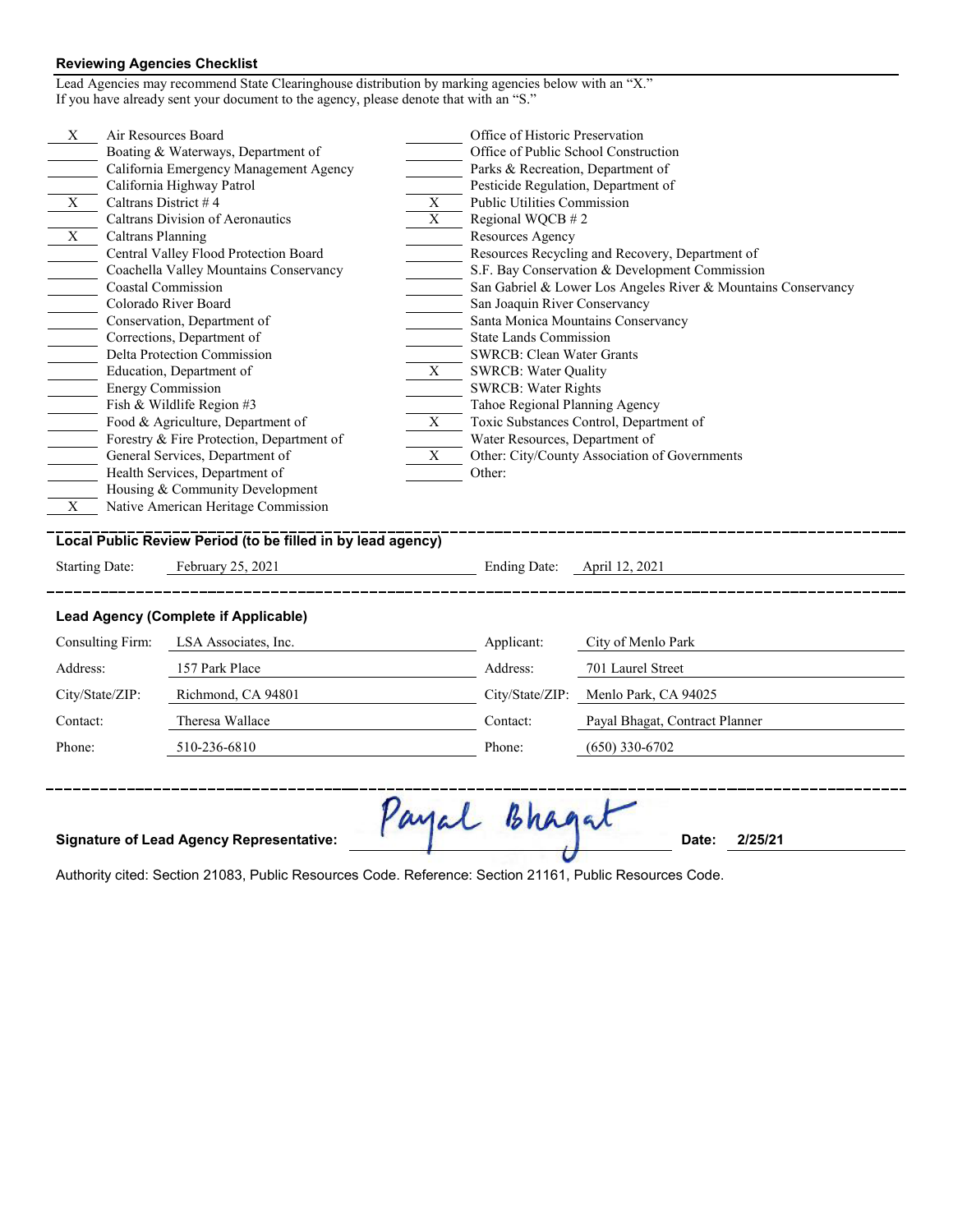## Reviewing Agencies Checklist

Lead Agencies may recommend State Clearinghouse distribution by marking agencies below with an "X."
If you have already sent your document to the agency, please denote that with an "S."

| | | | |
|---|---|---|---|
| X | Air Resources Board | | Office of Historic Preservation |
| | Boating & Waterways, Department of | | Office of Public School Construction |
| | California Emergency Management Agency | | Parks & Recreation, Department of |
| | California Highway Patrol | | Pesticide Regulation, Department of |
| X | Caltrans District # 4 | X | Public Utilities Commission |
| | Caltrans Division of Aeronautics | X | Regional WQCB # 2 |
| X | Caltrans Planning | | Resources Agency |
| | Central Valley Flood Protection Board | | Resources Recycling and Recovery, Department of |
| | Coachella Valley Mountains Conservancy | | S.F. Bay Conservation & Development Commission |
| | Coastal Commission | | San Gabriel & Lower Los Angeles River & Mountains Conservancy |
| | Colorado River Board | | San Joaquin River Conservancy |
| | Conservation, Department of | | Santa Monica Mountains Conservancy |
| | Corrections, Department of | | State Lands Commission |
| | Delta Protection Commission | | SWRCB: Clean Water Grants |
| | Education, Department of | X | SWRCB: Water Quality |
| | Energy Commission | | SWRCB: Water Rights |
| | Fish & Wildlife Region #3 | | Tahoe Regional Planning Agency |
| | Food & Agriculture, Department of | X | Toxic Substances Control, Department of |
| | Forestry & Fire Protection, Department of | | Water Resources, Department of |
| | General Services, Department of | X | Other: City/County Association of Governments |
| | Health Services, Department of | | Other: |
| | Housing & Community Development | | |
| X | Native American Heritage Commission | | |

### Local Public Review Period (to be filled in by lead agency)

Starting Date: February 25, 2021 Ending Date: April 12, 2021

### Lead Agency (Complete if Applicable)

| | | | |
|---|---|---|---|
| Consulting Firm: | LSA Associates, Inc. | Applicant: | City of Menlo Park |
| Address: | 157 Park Place | Address: | 701 Laurel Street |
| City/State/ZIP: | Richmond, CA 94801 | City/State/ZIP: | Menlo Park, CA 94025 |
| Contact: | Theresa Wallace | Contact: | Payal Bhagat, Contract Planner |
| Phone: | 510-236-6810 | Phone: | (650) 330-6702 |

**Signature of Lead Agency Representative:** Payal Bhagat **Date:** 2/25/21

Authority cited: Section 21083, Public Resources Code. Reference: Section 21161, Public Resources Code.